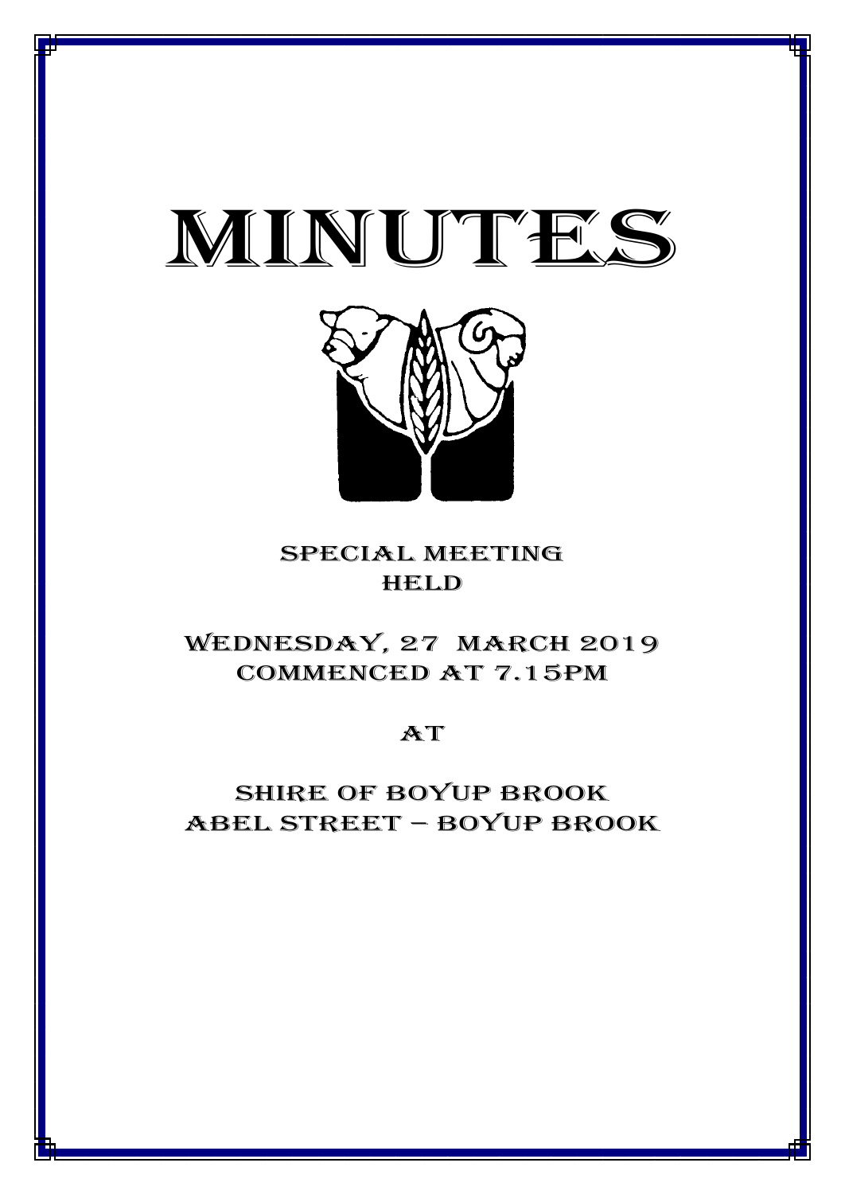# MINUTES

SPECIAL MEETING
HELD

WEDNESDAY, 27 MARCH 2019
COMMENCED AT 7.15PM

AT

SHIRE OF BOYUP BROOK
ABEL STREET – BOYUP BROOK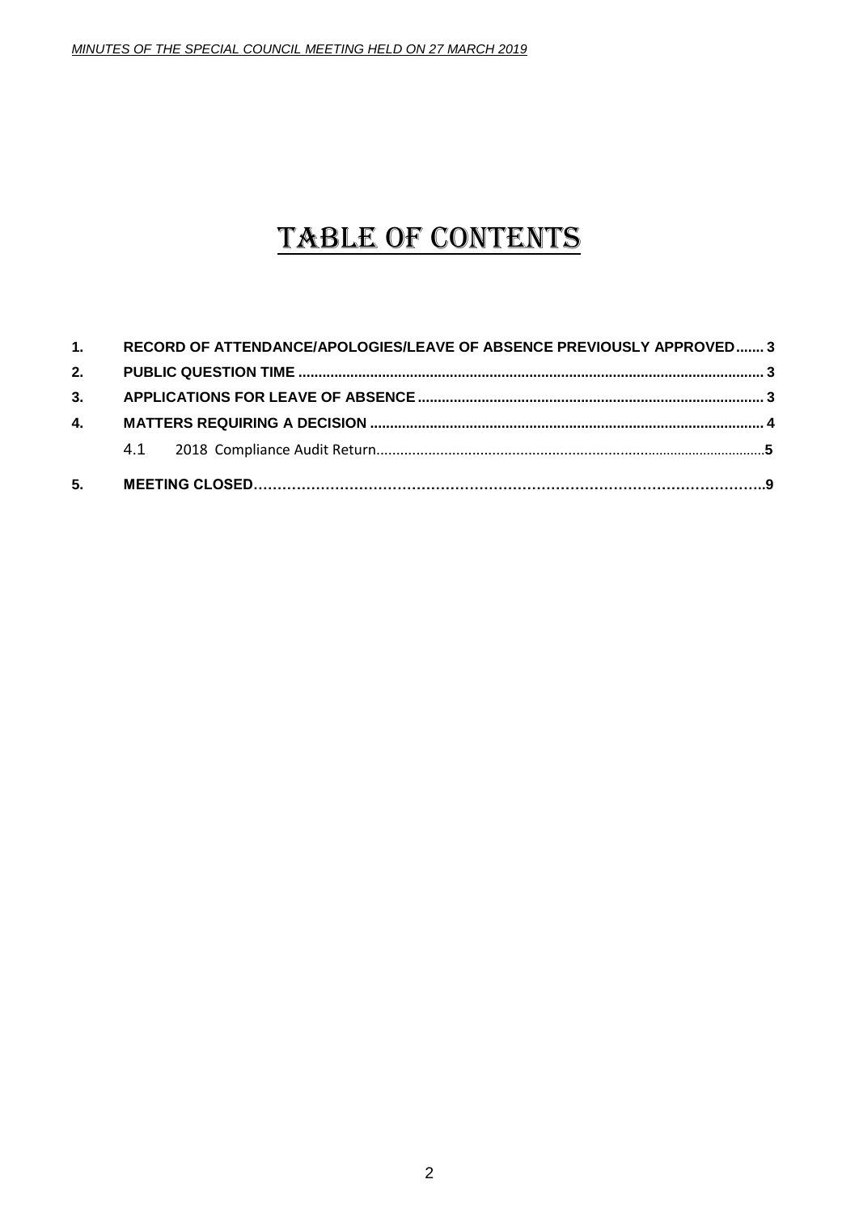# TABLE OF CONTENTS

| | | |
|---|---|---|
| **1.** | **RECORD OF ATTENDANCE/APOLOGIES/LEAVE OF ABSENCE PREVIOUSLY APPROVED** | **3** |
| **2.** | **PUBLIC QUESTION TIME** | **3** |
| **3.** | **APPLICATIONS FOR LEAVE OF ABSENCE** | **3** |
| **4.** | **MATTERS REQUIRING A DECISION** | **4** |
| 4.1 | 2018 Compliance Audit Return | **5** |
| **5.** | **MEETING CLOSED** | **9** |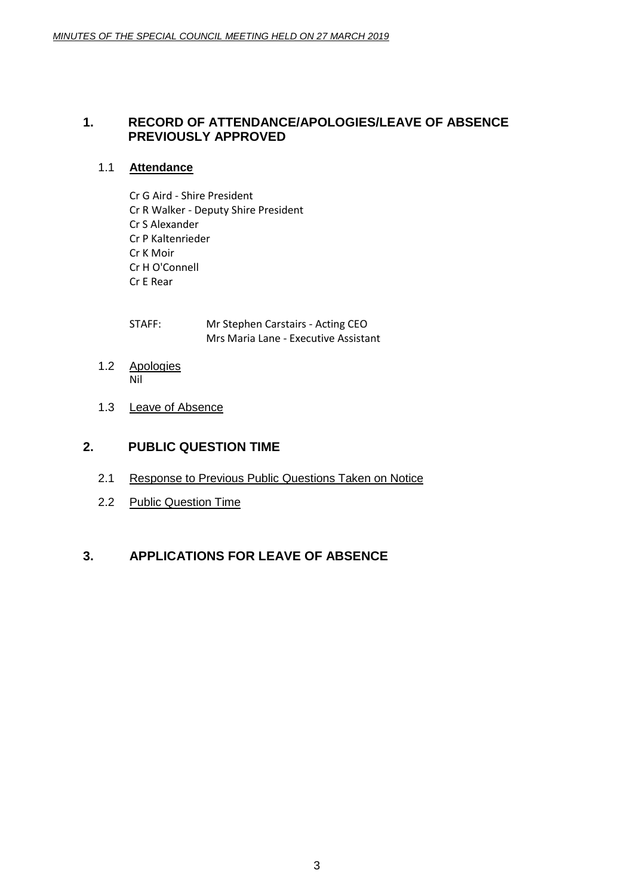## 1. RECORD OF ATTENDANCE/APOLOGIES/LEAVE OF ABSENCE PREVIOUSLY APPROVED

### 1.1 Attendance

Cr G Aird - Shire President
Cr R Walker - Deputy Shire President
Cr S Alexander
Cr P Kaltenrieder
Cr K Moir
Cr H O'Connell
Cr E Rear

STAFF: Mr Stephen Carstairs - Acting CEO
Mrs Maria Lane - Executive Assistant

### 1.2 Apologies

Nil

### 1.3 Leave of Absence

## 2. PUBLIC QUESTION TIME

### 2.1 Response to Previous Public Questions Taken on Notice

### 2.2 Public Question Time

## 3. APPLICATIONS FOR LEAVE OF ABSENCE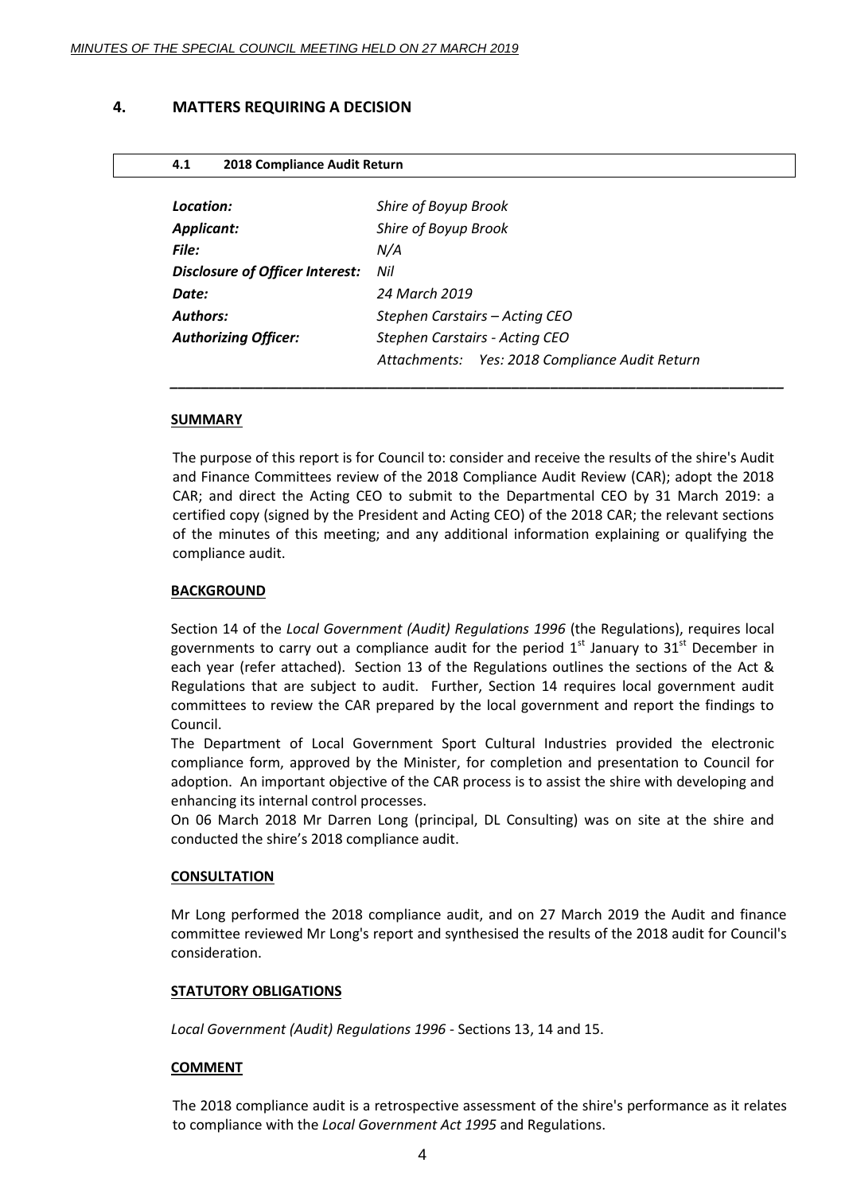## 4. MATTERS REQUIRING A DECISION

### 4.1 2018 Compliance Audit Return

| | |
|---|---|
| ***Location:*** | *Shire of Boyup Brook* |
| ***Applicant:*** | *Shire of Boyup Brook* |
| ***File:*** | *N/A* |
| ***Disclosure of Officer Interest:*** | *Nil* |
| ***Date:*** | *24 March 2019* |
| ***Authors:*** | *Stephen Carstairs – Acting CEO* |
| ***Authorizing Officer:*** | *Stephen Carstairs - Acting CEO* |
| | *Attachments: Yes: 2018 Compliance Audit Return* |

**SUMMARY**

The purpose of this report is for Council to: consider and receive the results of the shire's Audit and Finance Committees review of the 2018 Compliance Audit Review (CAR); adopt the 2018 CAR; and direct the Acting CEO to submit to the Departmental CEO by 31 March 2019: a certified copy (signed by the President and Acting CEO) of the 2018 CAR; the relevant sections of the minutes of this meeting; and any additional information explaining or qualifying the compliance audit.

**BACKGROUND**

Section 14 of the *Local Government (Audit) Regulations 1996* (the Regulations), requires local governments to carry out a compliance audit for the period 1st January to 31st December in each year (refer attached). Section 13 of the Regulations outlines the sections of the Act & Regulations that are subject to audit. Further, Section 14 requires local government audit committees to review the CAR prepared by the local government and report the findings to Council.

The Department of Local Government Sport Cultural Industries provided the electronic compliance form, approved by the Minister, for completion and presentation to Council for adoption. An important objective of the CAR process is to assist the shire with developing and enhancing its internal control processes.

On 06 March 2018 Mr Darren Long (principal, DL Consulting) was on site at the shire and conducted the shire's 2018 compliance audit.

**CONSULTATION**

Mr Long performed the 2018 compliance audit, and on 27 March 2019 the Audit and finance committee reviewed Mr Long's report and synthesised the results of the 2018 audit for Council's consideration.

**STATUTORY OBLIGATIONS**

*Local Government (Audit) Regulations 1996* - Sections 13, 14 and 15.

**COMMENT**

The 2018 compliance audit is a retrospective assessment of the shire's performance as it relates to compliance with the *Local Government Act 1995* and Regulations.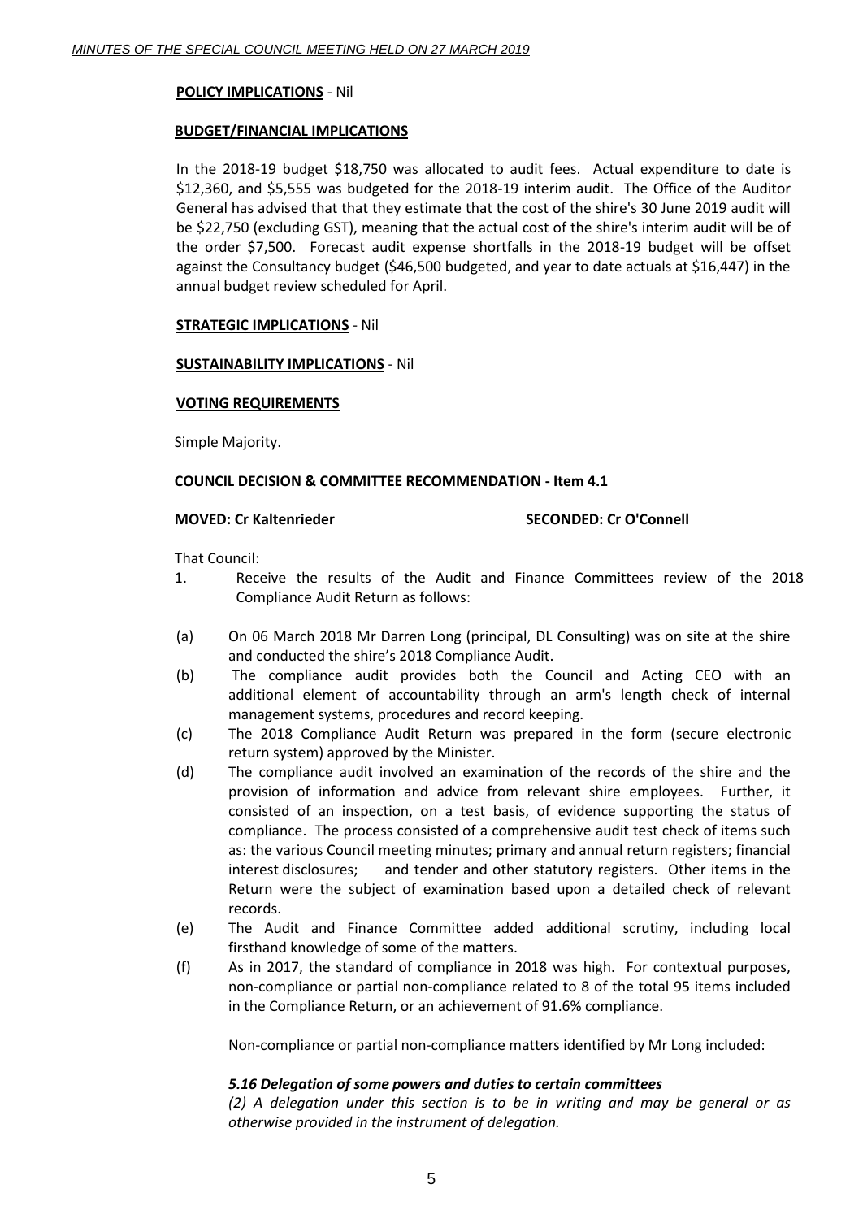**POLICY IMPLICATIONS** - Nil

**BUDGET/FINANCIAL IMPLICATIONS**

In the 2018-19 budget $18,750 was allocated to audit fees. Actual expenditure to date is $12,360, and $5,555 was budgeted for the 2018-19 interim audit. The Office of the Auditor General has advised that that they estimate that the cost of the shire's 30 June 2019 audit will be $22,750 (excluding GST), meaning that the actual cost of the shire's interim audit will be of the order $7,500. Forecast audit expense shortfalls in the 2018-19 budget will be offset against the Consultancy budget ($46,500 budgeted, and year to date actuals at $16,447) in the annual budget review scheduled for April.

**STRATEGIC IMPLICATIONS** - Nil

**SUSTAINABILITY IMPLICATIONS** - Nil

**VOTING REQUIREMENTS**

Simple Majority.

**COUNCIL DECISION & COMMITTEE RECOMMENDATION - Item 4.1**

**MOVED: Cr Kaltenrieder** **SECONDED: Cr O'Connell**

That Council:

1. Receive the results of the Audit and Finance Committees review of the 2018 Compliance Audit Return as follows:

(a) On 06 March 2018 Mr Darren Long (principal, DL Consulting) was on site at the shire and conducted the shire's 2018 Compliance Audit.

(b) The compliance audit provides both the Council and Acting CEO with an additional element of accountability through an arm's length check of internal management systems, procedures and record keeping.

(c) The 2018 Compliance Audit Return was prepared in the form (secure electronic return system) approved by the Minister.

(d) The compliance audit involved an examination of the records of the shire and the provision of information and advice from relevant shire employees. Further, it consisted of an inspection, on a test basis, of evidence supporting the status of compliance. The process consisted of a comprehensive audit test check of items such as: the various Council meeting minutes; primary and annual return registers; financial interest disclosures; and tender and other statutory registers. Other items in the Return were the subject of examination based upon a detailed check of relevant records.

(e) The Audit and Finance Committee added additional scrutiny, including local firsthand knowledge of some of the matters.

(f) As in 2017, the standard of compliance in 2018 was high. For contextual purposes, non-compliance or partial non-compliance related to 8 of the total 95 items included in the Compliance Return, or an achievement of 91.6% compliance.

Non-compliance or partial non-compliance matters identified by Mr Long included:

***5.16 Delegation of some powers and duties to certain committees***

*(2) A delegation under this section is to be in writing and may be general or as otherwise provided in the instrument of delegation.*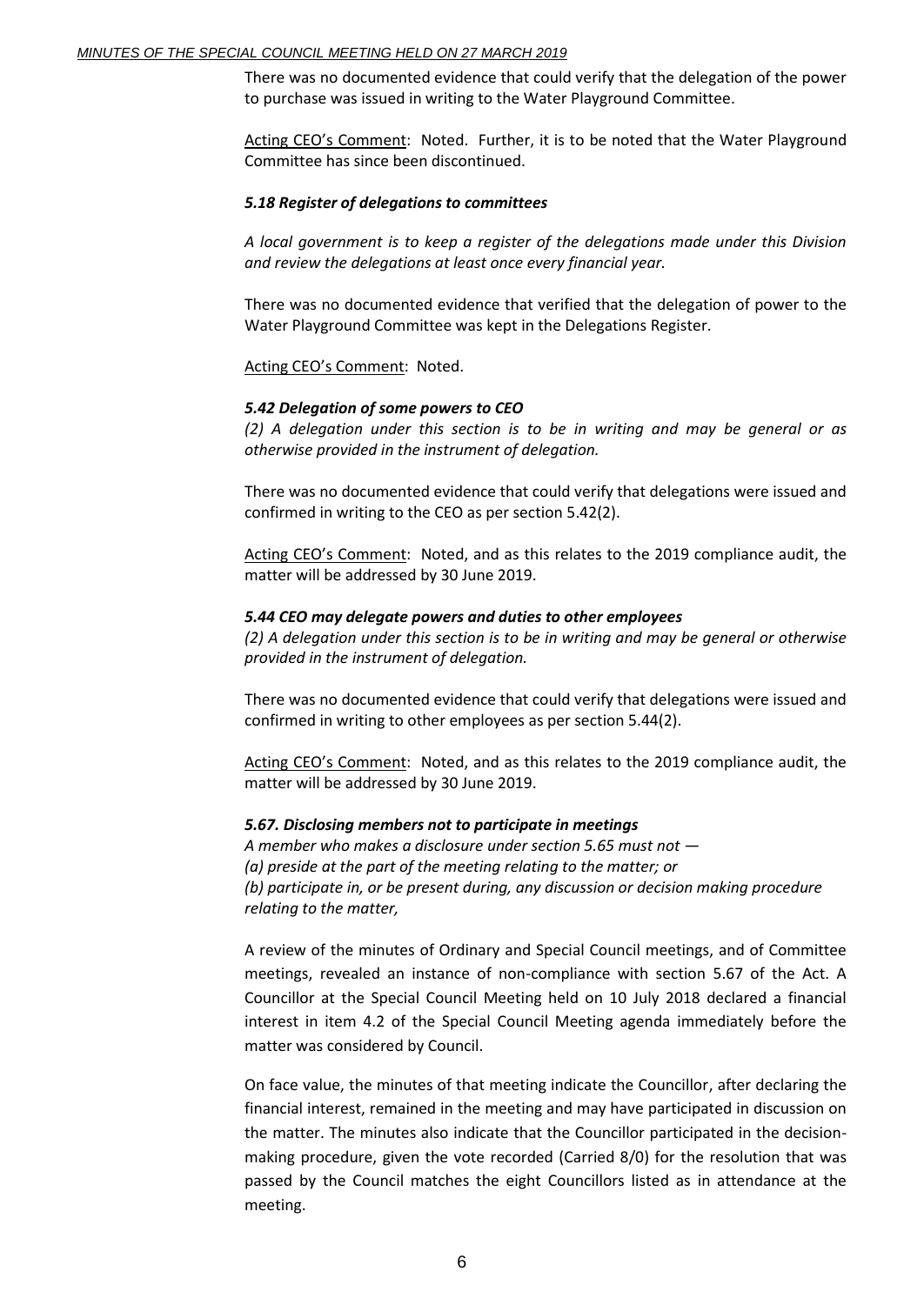There was no documented evidence that could verify that the delegation of the power to purchase was issued in writing to the Water Playground Committee.

Acting CEO's Comment: Noted. Further, it is to be noted that the Water Playground Committee has since been discontinued.

***5.18 Register of delegations to committees***

*A local government is to keep a register of the delegations made under this Division and review the delegations at least once every financial year.*

There was no documented evidence that verified that the delegation of power to the Water Playground Committee was kept in the Delegations Register.

Acting CEO's Comment: Noted.

***5.42 Delegation of some powers to CEO***

*(2) A delegation under this section is to be in writing and may be general or as otherwise provided in the instrument of delegation.*

There was no documented evidence that could verify that delegations were issued and confirmed in writing to the CEO as per section 5.42(2).

Acting CEO's Comment: Noted, and as this relates to the 2019 compliance audit, the matter will be addressed by 30 June 2019.

***5.44 CEO may delegate powers and duties to other employees***

*(2) A delegation under this section is to be in writing and may be general or otherwise provided in the instrument of delegation.*

There was no documented evidence that could verify that delegations were issued and confirmed in writing to other employees as per section 5.44(2).

Acting CEO's Comment: Noted, and as this relates to the 2019 compliance audit, the matter will be addressed by 30 June 2019.

***5.67. Disclosing members not to participate in meetings***

*A member who makes a disclosure under section 5.65 must not —*
*(a) preside at the part of the meeting relating to the matter; or*
*(b) participate in, or be present during, any discussion or decision making procedure relating to the matter,*

A review of the minutes of Ordinary and Special Council meetings, and of Committee meetings, revealed an instance of non-compliance with section 5.67 of the Act. A Councillor at the Special Council Meeting held on 10 July 2018 declared a financial interest in item 4.2 of the Special Council Meeting agenda immediately before the matter was considered by Council.

On face value, the minutes of that meeting indicate the Councillor, after declaring the financial interest, remained in the meeting and may have participated in discussion on the matter. The minutes also indicate that the Councillor participated in the decision-making procedure, given the vote recorded (Carried 8/0) for the resolution that was passed by the Council matches the eight Councillors listed as in attendance at the meeting.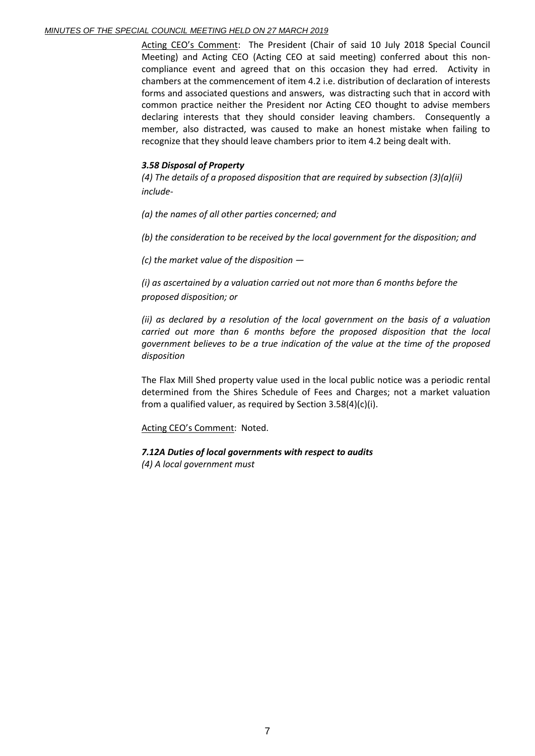Acting CEO's Comment: The President (Chair of said 10 July 2018 Special Council Meeting) and Acting CEO (Acting CEO at said meeting) conferred about this non-compliance event and agreed that on this occasion they had erred. Activity in chambers at the commencement of item 4.2 i.e. distribution of declaration of interests forms and associated questions and answers, was distracting such that in accord with common practice neither the President nor Acting CEO thought to advise members declaring interests that they should consider leaving chambers. Consequently a member, also distracted, was caused to make an honest mistake when failing to recognize that they should leave chambers prior to item 4.2 being dealt with.

***3.58 Disposal of Property***

*(4) The details of a proposed disposition that are required by subsection (3)(a)(ii) include-*

*(a) the names of all other parties concerned; and*

*(b) the consideration to be received by the local government for the disposition; and*

*(c) the market value of the disposition —*

*(i) as ascertained by a valuation carried out not more than 6 months before the proposed disposition; or*

*(ii) as declared by a resolution of the local government on the basis of a valuation carried out more than 6 months before the proposed disposition that the local government believes to be a true indication of the value at the time of the proposed disposition*

The Flax Mill Shed property value used in the local public notice was a periodic rental determined from the Shires Schedule of Fees and Charges; not a market valuation from a qualified valuer, as required by Section 3.58(4)(c)(i).

Acting CEO's Comment: Noted.

***7.12A Duties of local governments with respect to audits***

*(4) A local government must*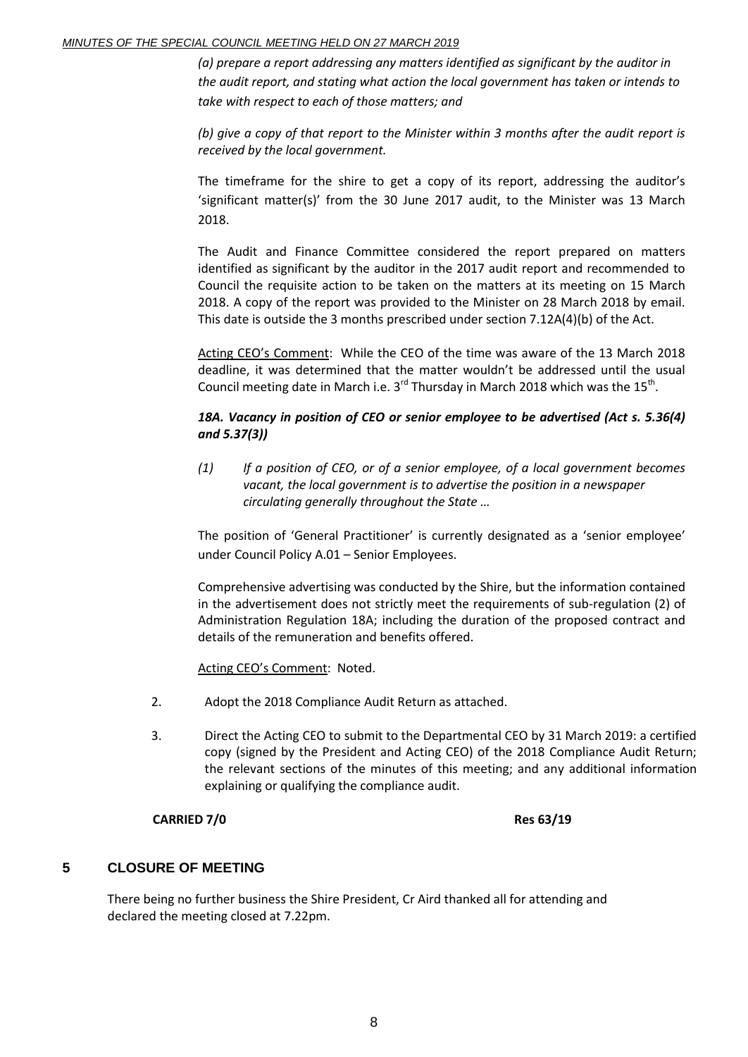*(a) prepare a report addressing any matters identified as significant by the auditor in the audit report, and stating what action the local government has taken or intends to take with respect to each of those matters; and*

*(b) give a copy of that report to the Minister within 3 months after the audit report is received by the local government.*

The timeframe for the shire to get a copy of its report, addressing the auditor's 'significant matter(s)' from the 30 June 2017 audit, to the Minister was 13 March 2018.

The Audit and Finance Committee considered the report prepared on matters identified as significant by the auditor in the 2017 audit report and recommended to Council the requisite action to be taken on the matters at its meeting on 15 March 2018. A copy of the report was provided to the Minister on 28 March 2018 by email. This date is outside the 3 months prescribed under section 7.12A(4)(b) of the Act.

Acting CEO's Comment: While the CEO of the time was aware of the 13 March 2018 deadline, it was determined that the matter wouldn't be addressed until the usual Council meeting date in March i.e. 3rd Thursday in March 2018 which was the 15th.

***18A. Vacancy in position of CEO or senior employee to be advertised (Act s. 5.36(4) and 5.37(3))***

*(1) If a position of CEO, or of a senior employee, of a local government becomes vacant, the local government is to advertise the position in a newspaper circulating generally throughout the State …*

The position of 'General Practitioner' is currently designated as a 'senior employee' under Council Policy A.01 – Senior Employees.

Comprehensive advertising was conducted by the Shire, but the information contained in the advertisement does not strictly meet the requirements of sub-regulation (2) of Administration Regulation 18A; including the duration of the proposed contract and details of the remuneration and benefits offered.

Acting CEO's Comment: Noted.

2. Adopt the 2018 Compliance Audit Return as attached.

3. Direct the Acting CEO to submit to the Departmental CEO by 31 March 2019: a certified copy (signed by the President and Acting CEO) of the 2018 Compliance Audit Return; the relevant sections of the minutes of this meeting; and any additional information explaining or qualifying the compliance audit.

**CARRIED 7/0** **Res 63/19**

## 5 CLOSURE OF MEETING

There being no further business the Shire President, Cr Aird thanked all for attending and declared the meeting closed at 7.22pm.